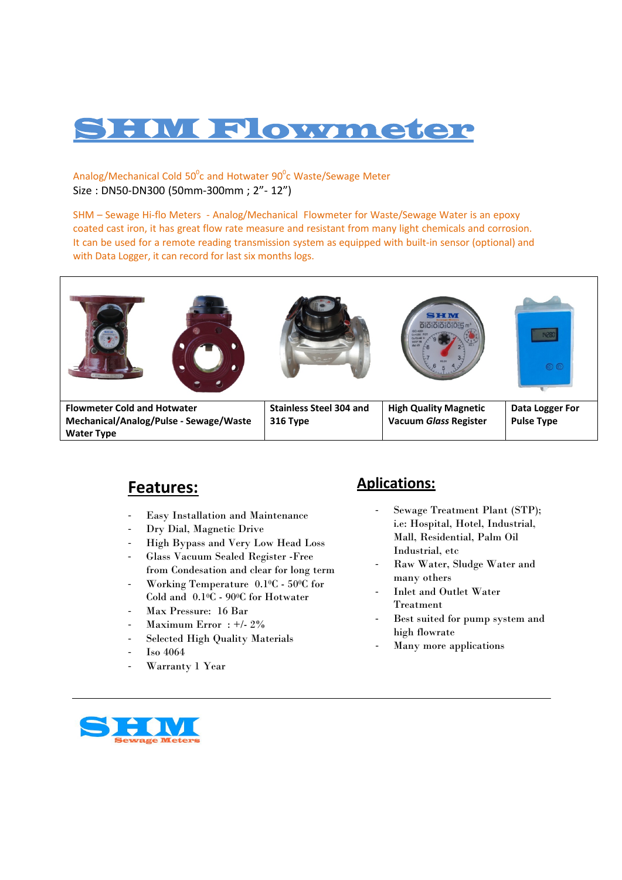# SHM Flowmeter

Analog/Mechanical Cold $50^0$c and Hotwater $90^0$c Waste/Sewage Meter
Size : DN50-DN300 (50mm-300mm ; 2”- 12”)

SHM – Sewage Hi-flo Meters - Analog/Mechanical Flowmeter for Waste/Sewage Water is an epoxy coated cast iron, it has great flow rate measure and resistant from many light chemicals and corrosion. It can be used for a remote reading transmission system as equipped with built-in sensor (optional) and with Data Logger, it can record for last six months logs.

| Flowmeter Cold and Hotwater Mechanical/Analog/Pulse - Sewage/Waste Water Type | Stainless Steel 304 and 316 Type | High Quality Magnetic Vacuum *Glass* Register | Data Logger For Pulse Type |
|---|---|---|---|

## Features:

- Easy Installation and Maintenance
- Dry Dial, Magnetic Drive
- High Bypass and Very Low Head Loss
- Glass Vacuum Sealed Register -Free from Condesation and clear for long term
- Working Temperature 0.1⁰C - 50⁰C for Cold and 0.1⁰C - 90⁰C for Hotwater
- Max Pressure: 16 Bar
- Maximum Error : +/- 2%
- Selected High Quality Materials
- Iso 4064
- Warranty 1 Year

## Aplications:

- Sewage Treatment Plant (STP); i.e: Hospital, Hotel, Industrial, Mall, Residential, Palm Oil Industrial, etc
- Raw Water, Sludge Water and many others
- Inlet and Outlet Water Treatment
- Best suited for pump system and high flowrate
- Many more applications

SHM
Sewage Meters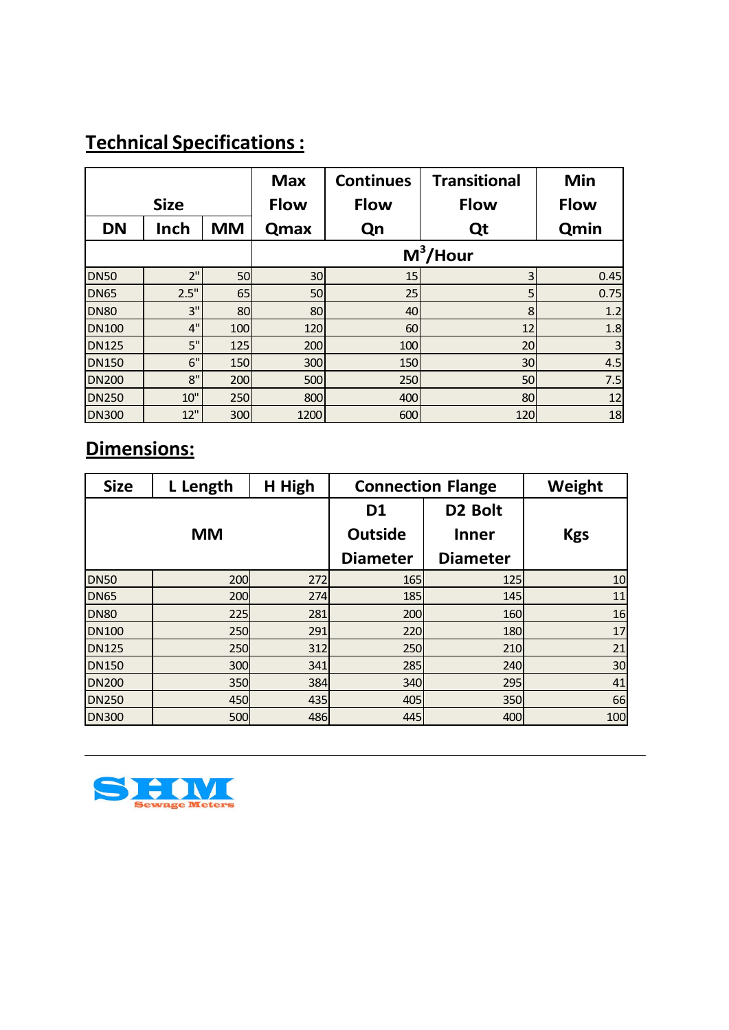## Technical Specifications :

| Size | | | Max Flow | Continues Flow | Transitional Flow | Min Flow |
|---|---|---|---|---|---|---|
| DN | Inch | MM | Qmax | Qn | Qt | Qmin |
| | | | $M^3$/Hour | | | |
| DN50 | 2" | 50 | 30 | 15 | 3 | 0.45 |
| DN65 | 2.5" | 65 | 50 | 25 | 5 | 0.75 |
| DN80 | 3" | 80 | 80 | 40 | 8 | 1.2 |
| DN100 | 4" | 100 | 120 | 60 | 12 | 1.8 |
| DN125 | 5" | 125 | 200 | 100 | 20 | 3 |
| DN150 | 6" | 150 | 300 | 150 | 30 | 4.5 |
| DN200 | 8" | 200 | 500 | 250 | 50 | 7.5 |
| DN250 | 10" | 250 | 800 | 400 | 80 | 12 |
| DN300 | 12" | 300 | 1200 | 600 | 120 | 18 |

## Dimensions:

| Size | L Length | H High | Connection Flange | | Weight |
|---|---|---|---|---|---|
| MM | | | D1 Outside Diameter | D2 Bolt Inner Diameter | Kgs |
| DN50 | 200 | 272 | 165 | 125 | 10 |
| DN65 | 200 | 274 | 185 | 145 | 11 |
| DN80 | 225 | 281 | 200 | 160 | 16 |
| DN100 | 250 | 291 | 220 | 180 | 17 |
| DN125 | 250 | 312 | 250 | 210 | 21 |
| DN150 | 300 | 341 | 285 | 240 | 30 |
| DN200 | 350 | 384 | 340 | 295 | 41 |
| DN250 | 450 | 435 | 405 | 350 | 66 |
| DN300 | 500 | 486 | 445 | 400 | 100 |

SHM Sewage Meters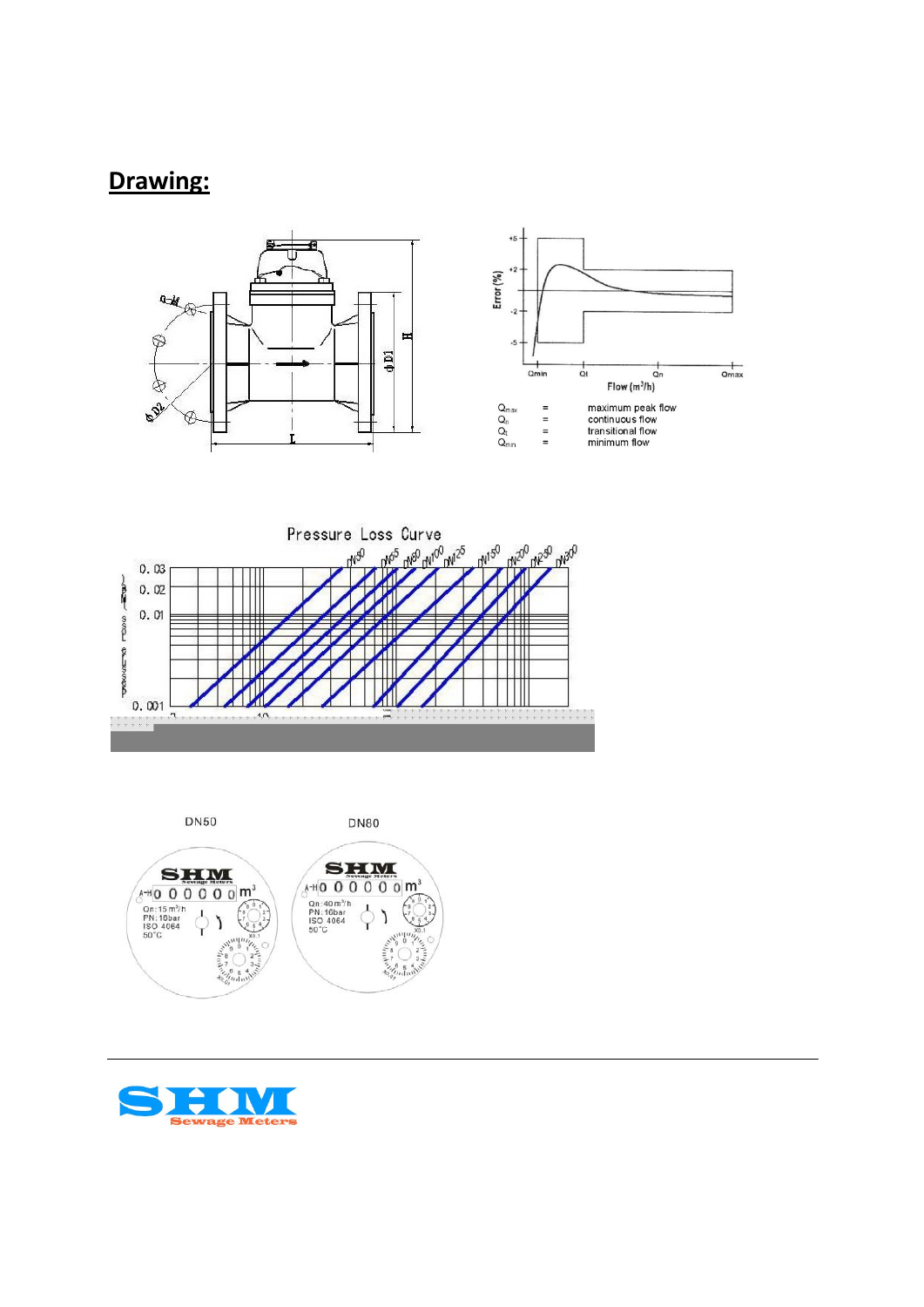## Drawing:

n-M

φ D2

φ D1

H

L

+5

+2

-2

-5

Error (%)

Qmin

Qt

Qn

Qmax

Flow (m³/h)

$Q_{max}$ = maximum peak flow

$Q_n$ = continuous flow

$Q_t$ = transitional flow

$Q_{min}$ = minimum flow

Pressure Loss Curve

DN50 DN65 DN80 DN100 DN125 DN150 DN200 DN250 DN300

0.03

0.02

0.01

0.001

DN50

SHM

Sewage Meters

A-H 0 0 0 0 0 0 m³

Qn:15 m³/h

PN:16bar

ISO 4064

50°C

X0.1

X0.01

DN80

SHM

Sewage Meters

A-H 0 0 0 0 0 0 m³

Qn:40 m³/h

PN:16bar

ISO 4064

50°C

X0.1

X0.01

SHM

Sewage Meters